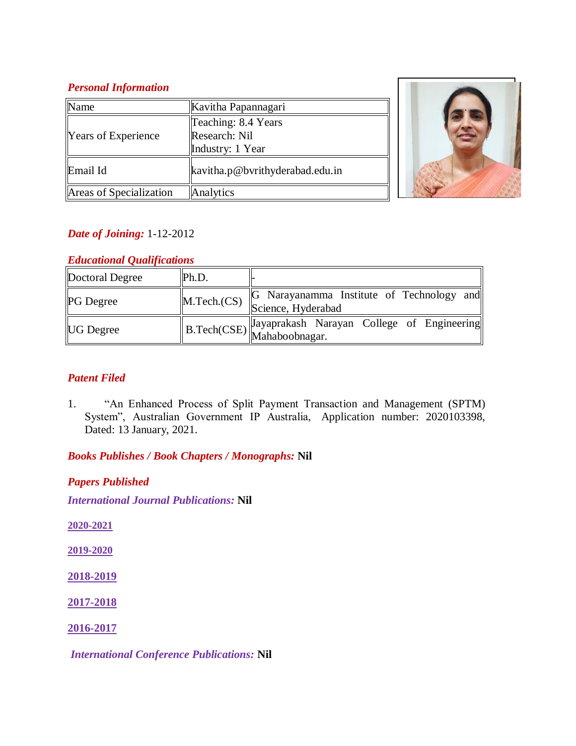## *Personal Information*

| Name | Kavitha Papannagari |
|---|---|
| Years of Experience | Teaching: 8.4 Years<br>Research: Nil<br>Industry: 1 Year |
| Email Id | kavitha.p@bvrithyderabad.edu.in |
| Areas of Specialization | Analytics |

***Date of Joining:*** 1-12-2012

## *Educational Qualifications*

| Doctoral Degree | Ph.D. | - |
|---|---|---|
| PG Degree | M.Tech.(CS) | G Narayanamma Institute of Technology and Science, Hyderabad |
| UG Degree | B.Tech(CSE) | Jayaprakash Narayan College of Engineering Mahaboobnagar. |

## *Patent Filed*

1. "An Enhanced Process of Split Payment Transaction and Management (SPTM) System", Australian Government IP Australia, Application number: 2020103398, Dated: 13 January, 2021.

***Books Publishes / Book Chapters / Monographs:*** **Nil**

## *Papers Published*

***International Journal Publications:*** **Nil**

**2020-2021**

**2019-2020**

**2018-2019**

**2017-2018**

**2016-2017**

***International Conference Publications:*** **Nil**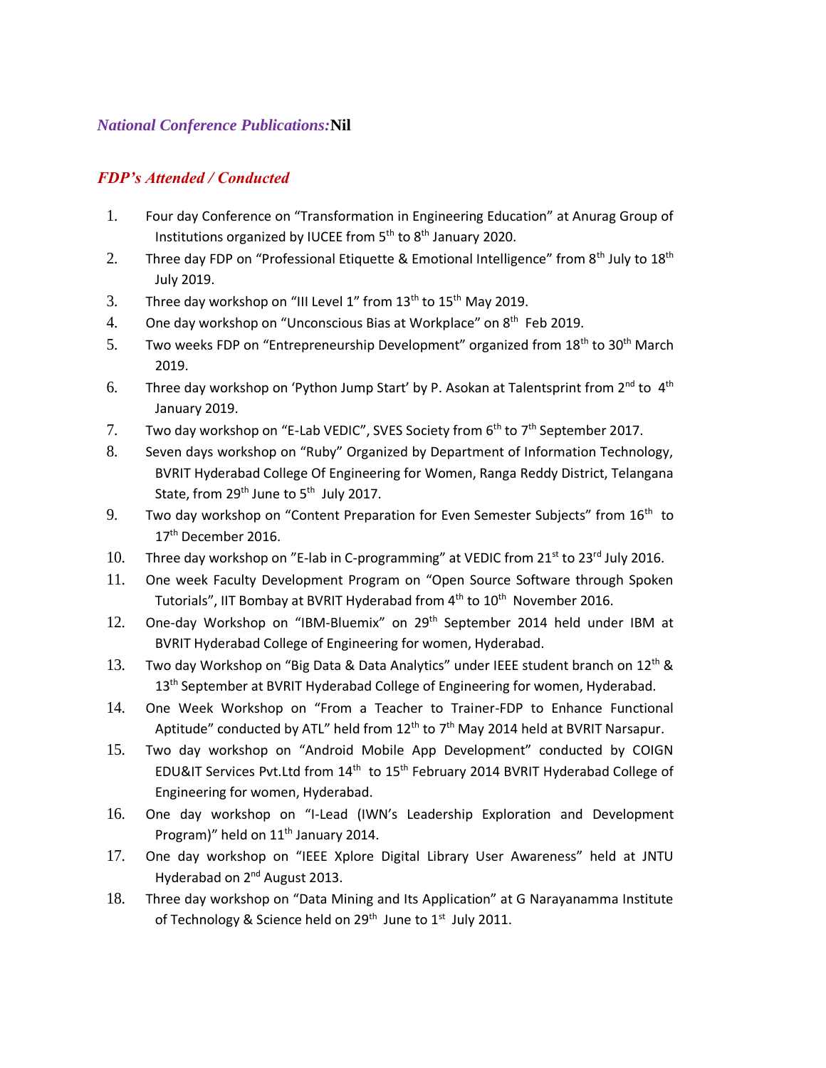***National Conference Publications:*** **Nil**

***FDP's Attended / Conducted***

1. Four day Conference on "Transformation in Engineering Education" at Anurag Group of Institutions organized by IUCEE from 5th to 8th January 2020.
2. Three day FDP on "Professional Etiquette & Emotional Intelligence" from 8th July to 18th July 2019.
3. Three day workshop on "III Level 1" from 13th to 15th May 2019.
4. One day workshop on "Unconscious Bias at Workplace" on 8th Feb 2019.
5. Two weeks FDP on "Entrepreneurship Development" organized from 18th to 30th March 2019.
6. Three day workshop on 'Python Jump Start' by P. Asokan at Talentsprint from 2nd to 4th January 2019.
7. Two day workshop on "E-Lab VEDIC", SVES Society from 6th to 7th September 2017.
8. Seven days workshop on "Ruby" Organized by Department of Information Technology, BVRIT Hyderabad College Of Engineering for Women, Ranga Reddy District, Telangana State, from 29th June to 5th July 2017.
9. Two day workshop on "Content Preparation for Even Semester Subjects" from 16th to 17th December 2016.
10. Three day workshop on "E-lab in C-programming" at VEDIC from 21st to 23rd July 2016.
11. One week Faculty Development Program on "Open Source Software through Spoken Tutorials", IIT Bombay at BVRIT Hyderabad from 4th to 10th November 2016.
12. One-day Workshop on "IBM-Bluemix" on 29th September 2014 held under IBM at BVRIT Hyderabad College of Engineering for women, Hyderabad.
13. Two day Workshop on "Big Data & Data Analytics" under IEEE student branch on 12th & 13th September at BVRIT Hyderabad College of Engineering for women, Hyderabad.
14. One Week Workshop on "From a Teacher to Trainer-FDP to Enhance Functional Aptitude" conducted by ATL" held from 12th to 7th May 2014 held at BVRIT Narsapur.
15. Two day workshop on "Android Mobile App Development" conducted by COIGN EDU&IT Services Pvt.Ltd from 14th to 15th February 2014 BVRIT Hyderabad College of Engineering for women, Hyderabad.
16. One day workshop on "I-Lead (IWN's Leadership Exploration and Development Program)" held on 11th January 2014.
17. One day workshop on "IEEE Xplore Digital Library User Awareness" held at JNTU Hyderabad on 2nd August 2013.
18. Three day workshop on "Data Mining and Its Application" at G Narayanamma Institute of Technology & Science held on 29th June to 1st July 2011.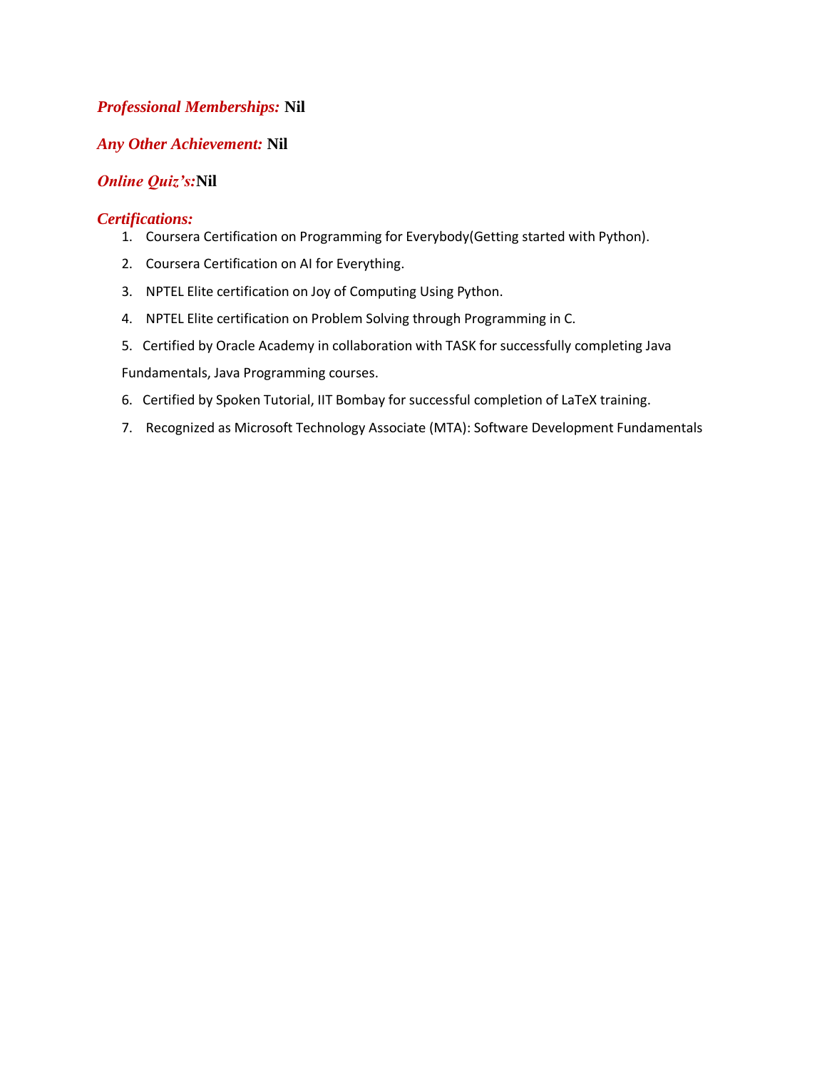***Professional Memberships:*** **Nil**

***Any Other Achievement:*** **Nil**

***Online Quiz's:*****Nil**

***Certifications:***

1. Coursera Certification on Programming for Everybody(Getting started with Python).
2. Coursera Certification on AI for Everything.
3. NPTEL Elite certification on Joy of Computing Using Python.
4. NPTEL Elite certification on Problem Solving through Programming in C.
5. Certified by Oracle Academy in collaboration with TASK for successfully completing Java Fundamentals, Java Programming courses.
6. Certified by Spoken Tutorial, IIT Bombay for successful completion of LaTeX training.
7. Recognized as Microsoft Technology Associate (MTA): Software Development Fundamentals